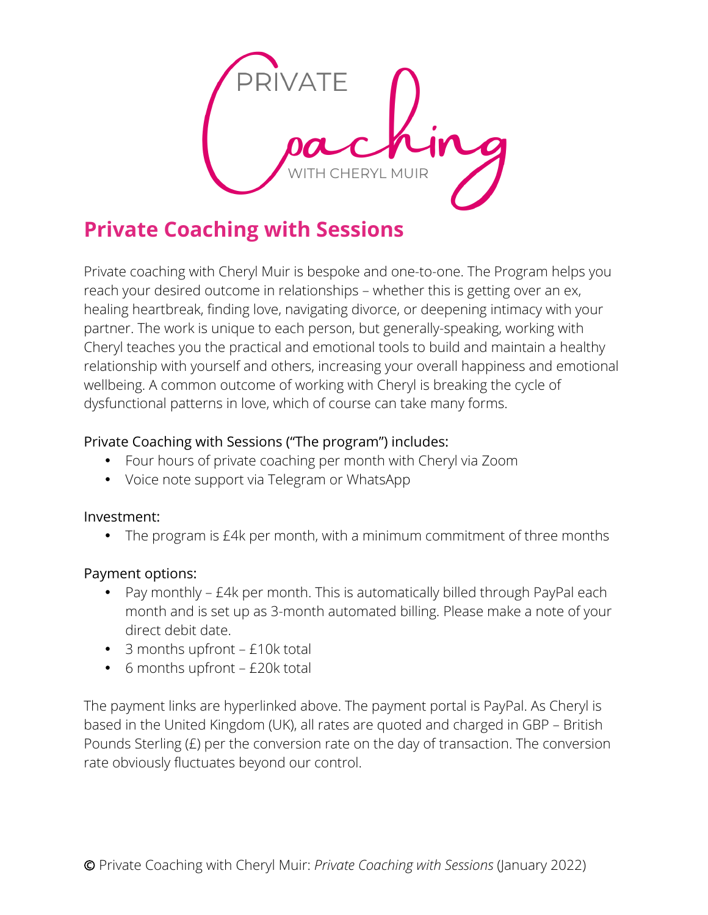PRIVATE Coaching WITH CHERYL MUIR

## Private Coaching with Sessions

Private coaching with Cheryl Muir is bespoke and one-to-one. The Program helps you reach your desired outcome in relationships – whether this is getting over an ex, healing heartbreak, finding love, navigating divorce, or deepening intimacy with your partner. The work is unique to each person, but generally-speaking, working with Cheryl teaches you the practical and emotional tools to build and maintain a healthy relationship with yourself and others, increasing your overall happiness and emotional wellbeing. A common outcome of working with Cheryl is breaking the cycle of dysfunctional patterns in love, which of course can take many forms.

Private Coaching with Sessions ("The program") includes:

- Four hours of private coaching per month with Cheryl via Zoom
- Voice note support via Telegram or WhatsApp

Investment:

- The program is £4k per month, with a minimum commitment of three months

Payment options:

- Pay monthly – £4k per month. This is automatically billed through PayPal each month and is set up as 3-month automated billing. Please make a note of your direct debit date.
- 3 months upfront – £10k total
- 6 months upfront – £20k total

The payment links are hyperlinked above. The payment portal is PayPal. As Cheryl is based in the United Kingdom (UK), all rates are quoted and charged in GBP – British Pounds Sterling (£) per the conversion rate on the day of transaction. The conversion rate obviously fluctuates beyond our control.

© Private Coaching with Cheryl Muir: *Private Coaching with Sessions* (January 2022)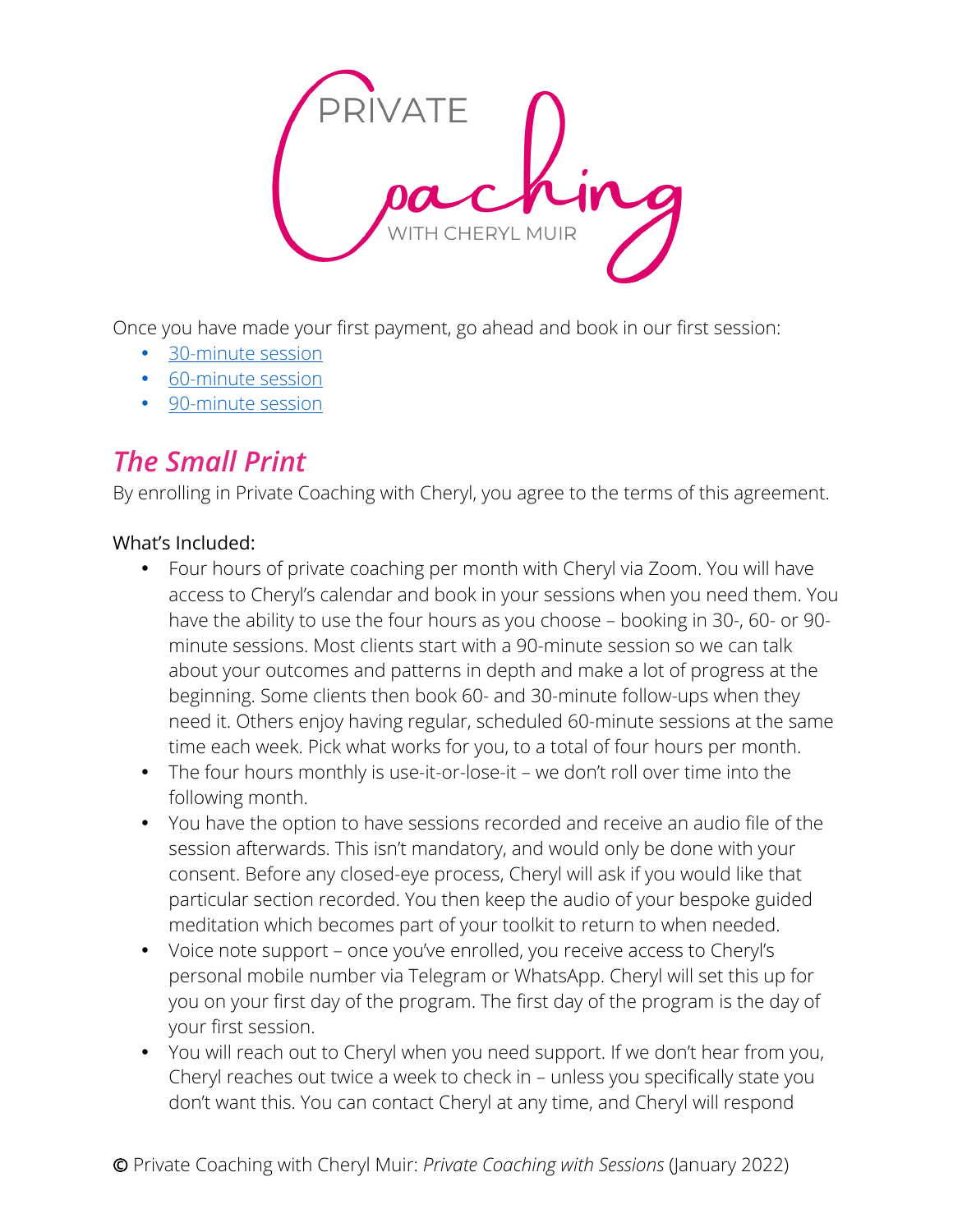Once you have made your first payment, go ahead and book in our first session:

- 30-minute session
- 60-minute session
- 90-minute session

## *The Small Print*

By enrolling in Private Coaching with Cheryl, you agree to the terms of this agreement.

What's Included:

- Four hours of private coaching per month with Cheryl via Zoom. You will have access to Cheryl's calendar and book in your sessions when you need them. You have the ability to use the four hours as you choose – booking in 30-, 60- or 90-minute sessions. Most clients start with a 90-minute session so we can talk about your outcomes and patterns in depth and make a lot of progress at the beginning. Some clients then book 60- and 30-minute follow-ups when they need it. Others enjoy having regular, scheduled 60-minute sessions at the same time each week. Pick what works for you, to a total of four hours per month.
- The four hours monthly is use-it-or-lose-it – we don't roll over time into the following month.
- You have the option to have sessions recorded and receive an audio file of the session afterwards. This isn't mandatory, and would only be done with your consent. Before any closed-eye process, Cheryl will ask if you would like that particular section recorded. You then keep the audio of your bespoke guided meditation which becomes part of your toolkit to return to when needed.
- Voice note support – once you've enrolled, you receive access to Cheryl's personal mobile number via Telegram or WhatsApp. Cheryl will set this up for you on your first day of the program. The first day of the program is the day of your first session.
- You will reach out to Cheryl when you need support. If we don't hear from you, Cheryl reaches out twice a week to check in – unless you specifically state you don't want this. You can contact Cheryl at any time, and Cheryl will respond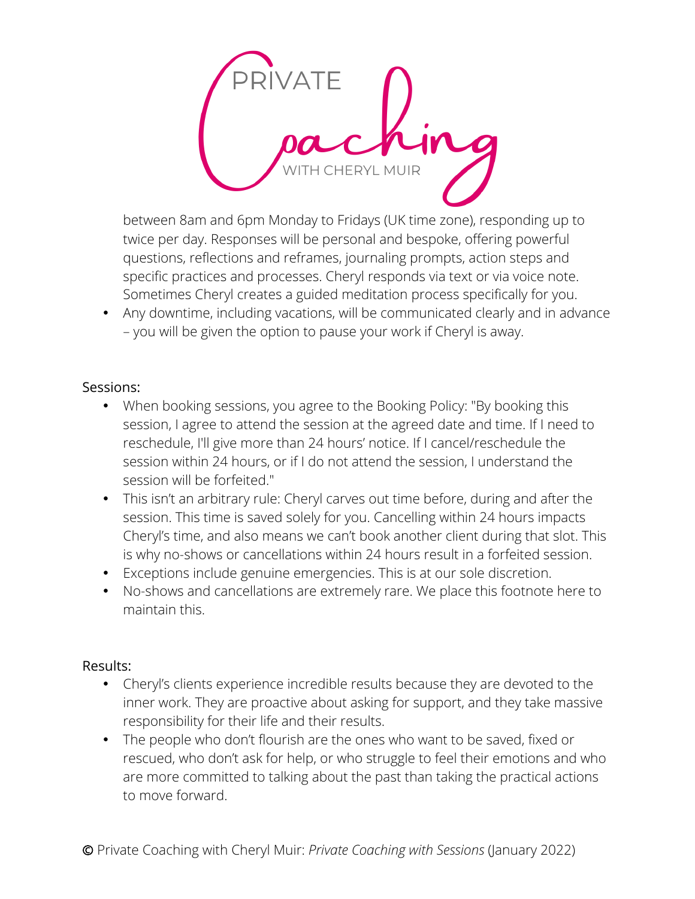between 8am and 6pm Monday to Fridays (UK time zone), responding up to twice per day. Responses will be personal and bespoke, offering powerful questions, reflections and reframes, journaling prompts, action steps and specific practices and processes. Cheryl responds via text or via voice note. Sometimes Cheryl creates a guided meditation process specifically for you.

- Any downtime, including vacations, will be communicated clearly and in advance – you will be given the option to pause your work if Cheryl is away.

Sessions:

- When booking sessions, you agree to the Booking Policy: "By booking this session, I agree to attend the session at the agreed date and time. If I need to reschedule, I'll give more than 24 hours' notice. If I cancel/reschedule the session within 24 hours, or if I do not attend the session, I understand the session will be forfeited."
- This isn't an arbitrary rule: Cheryl carves out time before, during and after the session. This time is saved solely for you. Cancelling within 24 hours impacts Cheryl's time, and also means we can't book another client during that slot. This is why no-shows or cancellations within 24 hours result in a forfeited session.
- Exceptions include genuine emergencies. This is at our sole discretion.
- No-shows and cancellations are extremely rare. We place this footnote here to maintain this.

Results:

- Cheryl's clients experience incredible results because they are devoted to the inner work. They are proactive about asking for support, and they take massive responsibility for their life and their results.
- The people who don't flourish are the ones who want to be saved, fixed or rescued, who don't ask for help, or who struggle to feel their emotions and who are more committed to talking about the past than taking the practical actions to move forward.

© Private Coaching with Cheryl Muir: *Private Coaching with Sessions* (January 2022)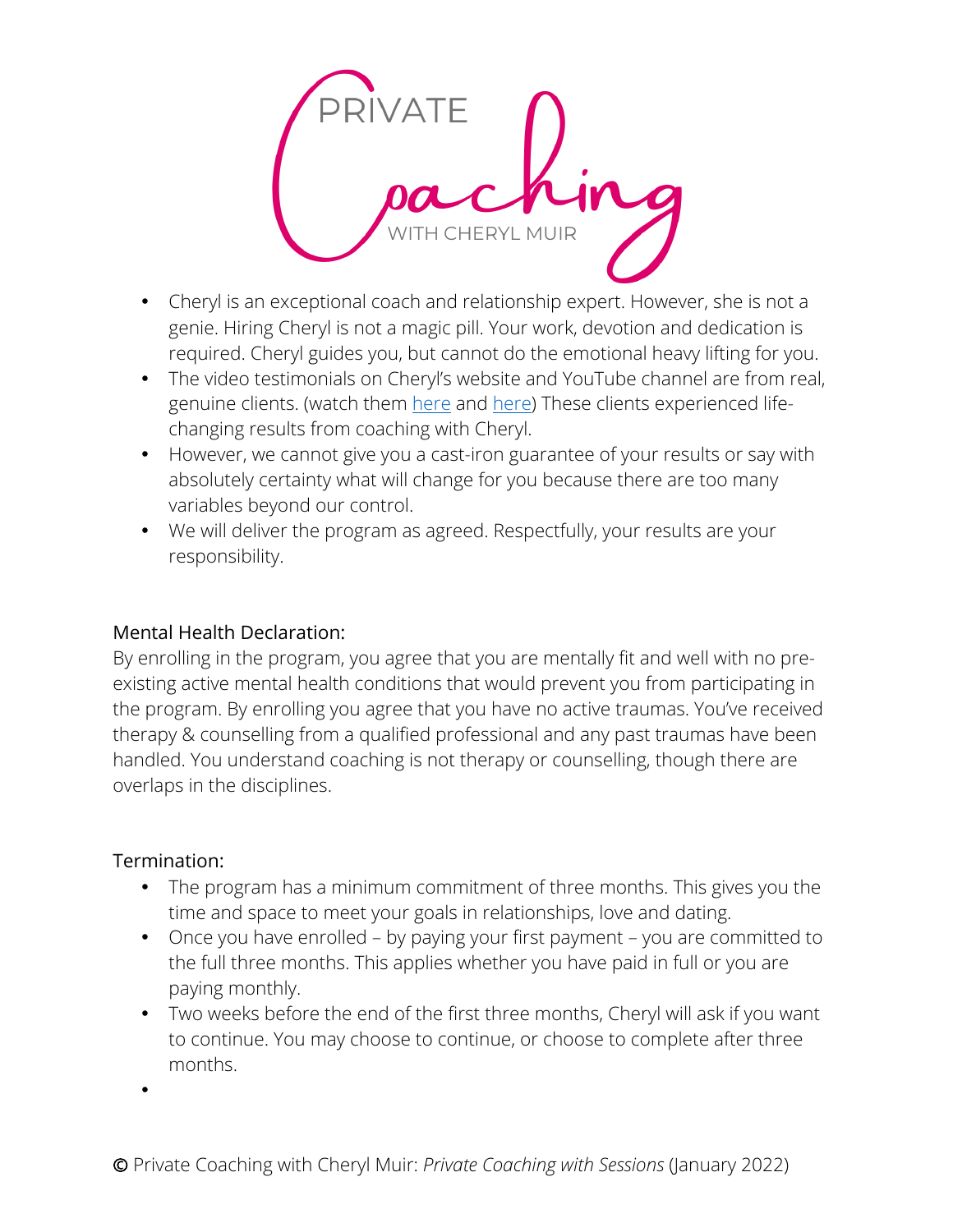PRIVATE

Coaching

WITH CHERYL MUIR

- Cheryl is an exceptional coach and relationship expert. However, she is not a genie. Hiring Cheryl is not a magic pill. Your work, devotion and dedication is required. Cheryl guides you, but cannot do the emotional heavy lifting for you.
- The video testimonials on Cheryl's website and YouTube channel are from real, genuine clients. (watch them here and here) These clients experienced life-changing results from coaching with Cheryl.
- However, we cannot give you a cast-iron guarantee of your results or say with absolutely certainty what will change for you because there are too many variables beyond our control.
- We will deliver the program as agreed. Respectfully, your results are your responsibility.

Mental Health Declaration:

By enrolling in the program, you agree that you are mentally fit and well with no pre-existing active mental health conditions that would prevent you from participating in the program. By enrolling you agree that you have no active traumas. You've received therapy & counselling from a qualified professional and any past traumas have been handled. You understand coaching is not therapy or counselling, though there are overlaps in the disciplines.

Termination:

- The program has a minimum commitment of three months. This gives you the time and space to meet your goals in relationships, love and dating.
- Once you have enrolled – by paying your first payment – you are committed to the full three months. This applies whether you have paid in full or you are paying monthly.
- Two weeks before the end of the first three months, Cheryl will ask if you want to continue. You may choose to continue, or choose to complete after three months.
-

© Private Coaching with Cheryl Muir: *Private Coaching with Sessions* (January 2022)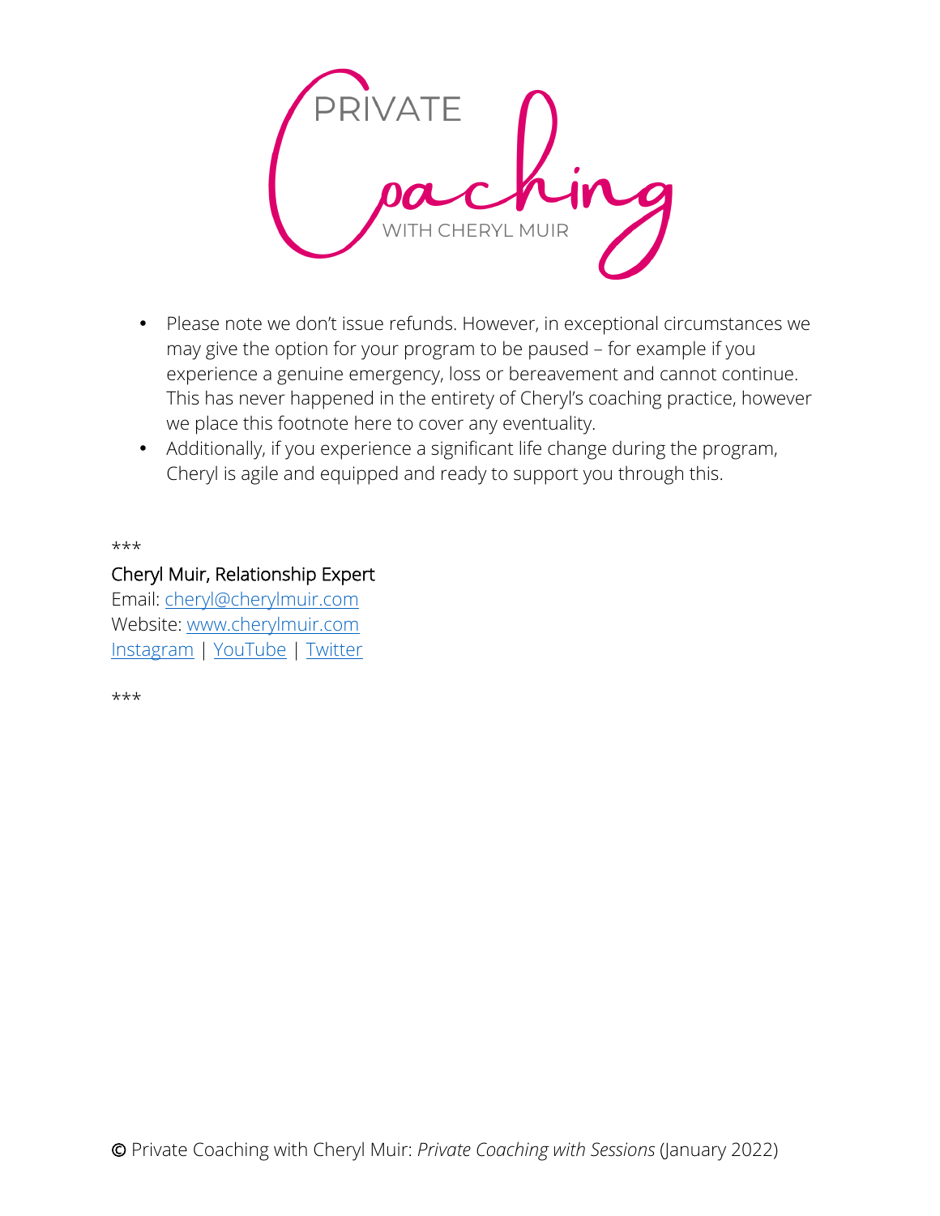- Please note we don't issue refunds. However, in exceptional circumstances we may give the option for your program to be paused – for example if you experience a genuine emergency, loss or bereavement and cannot continue. This has never happened in the entirety of Cheryl's coaching practice, however we place this footnote here to cover any eventuality.
- Additionally, if you experience a significant life change during the program, Cheryl is agile and equipped and ready to support you through this.

***

Cheryl Muir, Relationship Expert
Email: cheryl@cherylmuir.com
Website: www.cherylmuir.com
Instagram | YouTube | Twitter

***

© Private Coaching with Cheryl Muir: *Private Coaching with Sessions* (January 2022)